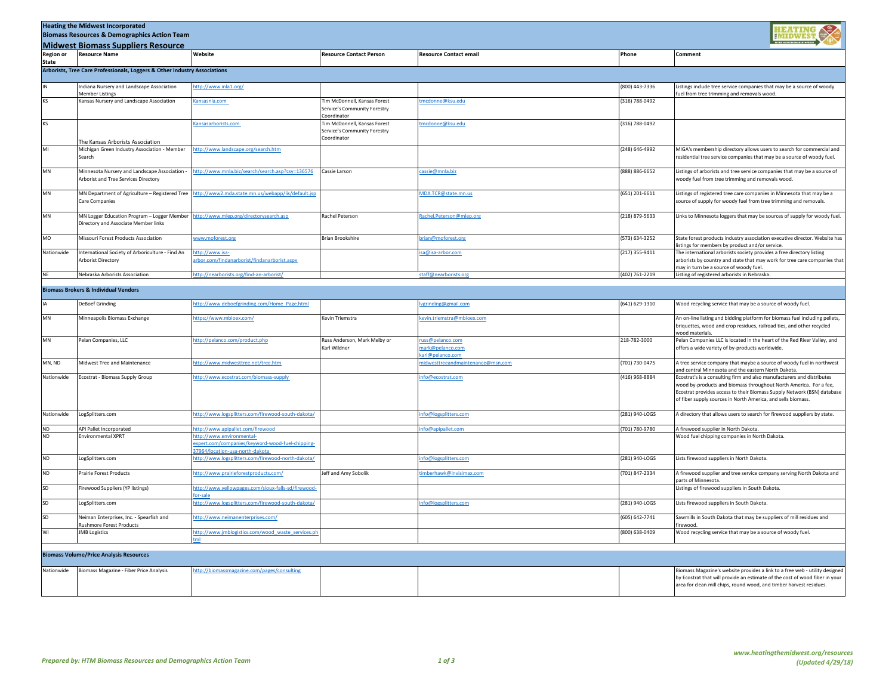**Heating the Midwest Incorporated**
**Biomass Resources & Demographics Action Team**

## Midwest Biomass Suppliers Resource

| Region or State | Resource Name | Website | Resource Contact Person | Resource Contact email | Phone | Comment |
|---|---|---|---|---|---|---|
| **Arborists, Tree Care Professionals, Loggers & Other Industry Associations** | | | | | | |
| IN | Indiana Nursery and Landscape Association Member Listings | http://www.inla1.org/ | | | (800) 443-7336 | Listings include tree service companies that may be a source of woody fuel from tree trimming and removals wood. |
| KS | Kansas Nursery and Landscape Association | Kansasnla.com | Tim McDonnell, Kansas Forest Service's Community Forestry Coordinator | tmcdonne@ksu.edu | (316) 788-0492 | |
| KS | The Kansas Arborists Association | Kansasarborists.com | Tim McDonnell, Kansas Forest Service's Community Forestry Coordinator | tmcdonne@ksu.edu | (316) 788-0492 | |
| MI | Michigan Green Industry Association - Member Search | http://www.landscape.org/search.htm | | | (248) 646-4992 | MIGA's membership directory allows users to search for commercial and residential tree service companies that may be a source of woody fuel. |
| MN | Minnesota Nursery and Landscape Association - Arborist and Tree Services Directory | http://www.mnla.biz/search/search.asp?csy=136576 | Cassie Larson | cassie@mnla.biz | (888) 886-6652 | Listings of arborists and tree service companies that may be a source of woody fuel from tree trimming and removals wood. |
| MN | MN Department of Agriculture – Registered Tree Care Companies | http://www2.mda.state.mn.us/webapp/lis/default.jsp | | MDA.TCR@state.mn.us | (651) 201-6611 | Listings of registered tree care companies in Minnesota that may be a source of supply for woody fuel from tree trimming and removals. |
| MN | MN Logger Education Program – Logger Member Directory and Associate Member links | http://www.mlep.org/directorysearch.asp | Rachel Peterson | Rachel.Peterson@mlep.org | (218) 879-5633 | Links to Minnesota loggers that may be sources of supply for woody fuel. |
| MO | Missouri Forest Products Association | www.moforest.org | Brian Brookshire | brian@moforest.org | (573) 634-3252 | State forest products industry association executive director. Website has listings for members by product and/or service. |
| Nationwide | International Society of Arboriculture - Find An Arborist Directory | http://www.isa-arbor.com/findanarborist/findanarborist.aspx | | isa@isa-arbor.com | (217) 355-9411 | The international arborists society provides a free directory listing arborists by country and state that may work for tree care companies that may in turn be a source of woody fuel. |
| NE | Nebraska Arborists Association | http://nearborists.org/find-an-arborist/ | | staff@nearborists.org | (402) 761-2219 | Listing of registered arborists in Nebraska. |
| **Biomass Brokers & Individual Vendors** | | | | | | |
| IA | DeBoef Grinding | http://www.deboefgrinding.com/Home_Page.html | | lvgrinding@gmail.com | (641) 629-1310 | Wood recycling service that may be a source of woody fuel. |
| MN | Minneapolis Biomass Exchange | https://www.mbioex.com/ | Kevin Triemstra | kevin.triemstra@mbioex.com | | An on-line listing and bidding platform for biomass fuel including pellets, briquettes, wood and crop residues, railroad ties, and other recycled wood materials. |
| MN | Pelan Companies, LLC | http://pelanco.com/product.php | Russ Anderson, Mark Melby or Karl Wildner | russ@pelanco.com mark@pelanco.com karl@pelanco.com | 218-782-3000 | Pelan Companies LLC is located in the heart of the Red River Valley, and offers a wide variety of by-products worldwide. |
| MN, ND | Midwest Tree and Maintenance | http://www.midwesttree.net/tree.htm | | midwesttreeandmaintenance@msn.com | (701) 730-0475 | A tree service company that maybe a source of woody fuel in northwest and central Minnesota and the eastern North Dakota. |
| Nationwide | Ecostrat - Biomass Supply Group | http://www.ecostrat.com/biomass-supply | | info@ecostrat.com | (416) 968-8884 | Ecostrat's is a consulting firm and also manufacturers and distributes wood by-products and biomass throughout North America. For a fee, Ecostrat provides access to their Biomass Supply Network (BSN) database of fiber supply sources in North America, and sells biomass. |
| Nationwide | LogSplitters.com | http://www.logsplitters.com/firewood-south-dakota/ | | info@logsplitters.com | (281) 940-LOGS | A directory that allows users to search for firewood suppliers by state. |
| ND | API Pallet Incorporated | http://www.apipallet.com/firewood | | info@apipallet.com | (701) 780-9780 | A firewood supplier in North Dakota. |
| ND | Environmental XPRT | http://www.environmental-expert.com/companies/keyword-wood-fuel-chipping-37964/location-usa-north-dakota | | | | Wood fuel chipping companies in North Dakota. |
| ND | LogSplitters.com | http://www.logsplitters.com/firewood-north-dakota/ | | info@logsplitters.com | (281) 940-LOGS | Lists firewood suppliers in North Dakota. |
| ND | Prairie Forest Products | http://www.prairieforestproducts.com/ | Jeff and Amy Sobolik | timberhawk@invisimax.com | (701) 847-2334 | A firewood supplier and tree service company serving North Dakota and parts of Minnesota. |
| SD | Firewood Suppliers (YP listings) | http://www.yellowpages.com/sioux-falls-sd/firewood-for-sale | | | | Listings of firewood suppliers in South Dakota. |
| SD | LogSplitters.com | http://www.logsplitters.com/firewood-south-dakota/ | | info@logsplitters.com | (281) 940-LOGS | Lists firewood suppliers in South Dakota. |
| SD | Neiman Enterprises, Inc. - Spearfish and Rushmore Forest Products | http://www.neimanenterprises.com/ | | | (605) 642-7741 | Sawmills in South Dakota that may be suppliers of mill residues and firewood. |
| WI | JMB Logistics | http://www.jmblogistics.com/wood_waste_services.html | | | (800) 638-0409 | Wood recycling service that may be a source of woody fuel. |
| **Biomass Volume/Price Analysis Resources** | | | | | | |
| Nationwide | Biomass Magazine - Fiber Price Analysis | http://biomassmagazine.com/pages/consulting | | | | Biomass Magazine's website provides a link to a free web - utility designed by Ecostrat that will provide an estimate of the cost of wood fiber in your area for clean mill chips, round wood, and timber harvest residues. |

*Prepared by: HTM Biomass Resources and Demographics Action Team*

*www.heatingthemidwest.org/resources (Updated 4/29/18)*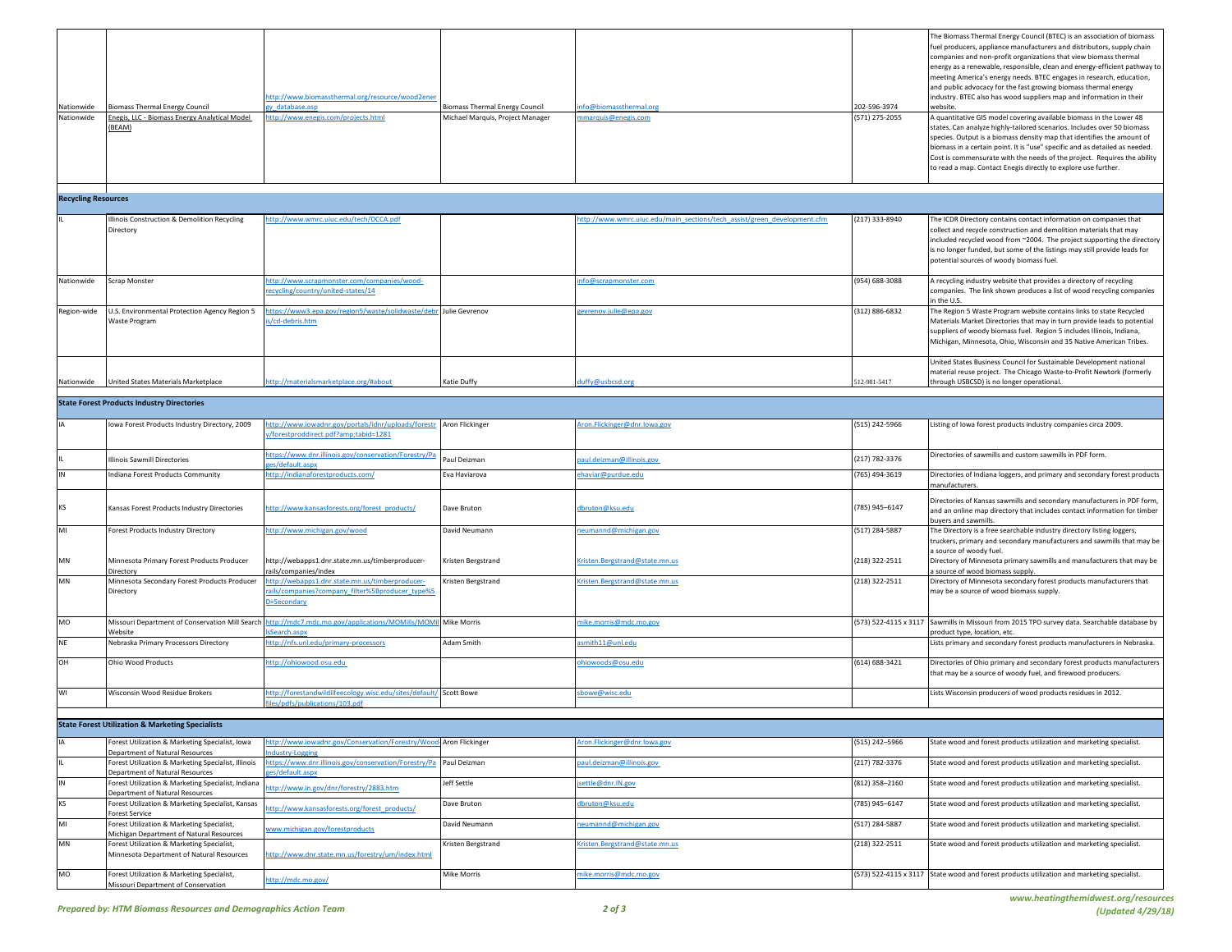| | | | | | | |
|---|---|---|---|---|---|---|
| Nationwide | Biomass Thermal Energy Council | http://www.biomassthermal.org/resource/wood2energy_database.asp | Biomass Thermal Energy Council | info@biomassthermal.org | 202-596-3974 | The Biomass Thermal Energy Council (BTEC) is an association of biomass fuel producers, appliance manufacturers and distributors, supply chain companies and non-profit organizations that view biomass thermal energy as a renewable, responsible, clean and energy-efficient pathway to meeting America's energy needs. BTEC engages in research, education, and public advocacy for the fast growing biomass thermal energy industry. BTEC also has wood suppliers map and information in their website. |
| Nationwide | Enegis, LLC - Biomass Energy Analytical Model (BEAM) | http://www.enegis.com/projects.html | Michael Marquis, Project Manager | mmarquis@enegis.com | (571) 275-2055 | A quantitative GIS model covering available biomass in the Lower 48 states. Can analyze highly-tailored scenarios. Includes over 50 biomass species. Output is a biomass density map that identifies the amount of biomass in a certain point. It is "use" specific and as detailed as needed. Cost is commensurate with the needs of the project. Requires the ability to read a map. Contact Enegis directly to explore use further. |
| **Recycling Resources** | | | | | | |
| IL | Illinois Construction & Demolition Recycling Directory | http://www.wmrc.uiuc.edu/tech/DCCA.pdf | | http://www.wmrc.uiuc.edu/main_sections/tech_assist/green_development.cfm | (217) 333-8940 | The ICDR Directory contains contact information on companies that collect and recycle construction and demolition materials that may included recycled wood from ~2004. The project supporting the directory is no longer funded, but some of the listings may still provide leads for potential sources of woody biomass fuel. |
| Nationwide | Scrap Monster | http://www.scrapmonster.com/companies/wood-recycling/country/united-states/14 | | info@scrapmonster.com | (954) 688-3088 | A recycling industry website that provides a directory of recycling companies. The link shown produces a list of wood recycling companies in the U.S. |
| Region-wide | U.S. Environmental Protection Agency Region 5 Waste Program | https://www3.epa.gov/region5/waste/solidwaste/debris/cd-debris.htm | Julie Gevrenov | gevrenov.julie@epa.gov | (312) 886-6832 | The Region 5 Waste Program website contains links to state Recycled Materials Market Directories that may in turn provide leads to potential suppliers of woody biomass fuel. Region 5 includes Illinois, Indiana, Michigan, Minnesota, Ohio, Wisconsin and 35 Native American Tribes. |
| Nationwide | United States Materials Marketplace | http://materialsmarketplace.org/#about | Katie Duffy | duffy@usbcsd.org | 512-981-5417 | United States Business Council for Sustainable Development national material reuse project. The Chicago Waste-to-Profit Newtork (formerly through USBCSD) is no longer operational. |
| **State Forest Products Industry Directories** | | | | | | |
| IA | Iowa Forest Products Industry Directory, 2009 | http://www.iowadnr.gov/portals/idnr/uploads/forestry/forestproddirect.pdf?amp;tabid=1281 | Aron Flickinger | Aron.Flickinger@dnr.Iowa.gov | (515) 242-5966 | Listing of Iowa forest products industry companies circa 2009. |
| IL | Illinois Sawmill Directories | https://www.dnr.illinois.gov/conservation/Forestry/Pages/default.aspx | Paul Deizman | paul.deizman@illinois.gov | (217) 782-3376 | Directories of sawmills and custom sawmills in PDF form. |
| IN | Indiana Forest Products Community | http://indianaforestproducts.com/ | Eva Haviarova | ehaviar@purdue.edu | (765) 494-3619 | Directories of Indiana loggers, and primary and secondary forest products manufacturers. |
| KS | Kansas Forest Products Industry Directories | http://www.kansasforests.org/forest_products/ | Dave Bruton | dbruton@ksu.edu | (785) 945–6147 | Directories of Kansas sawmills and secondary manufacturers in PDF form, and an online map directory that includes contact information for timber buyers and sawmills. |
| MI | Forest Products Industry Directory | http://www.michigan.gov/wood | David Neumann | neumannd@michigan.gov | (517) 284-5887 | The Directory is a free searchable industry directory listing loggers, truckers, primary and secondary manufacturers and sawmills that may be a source of woody fuel. |
| MN | Minnesota Primary Forest Products Producer Directory | http://webapps1.dnr.state.mn.us/timberproducer-rails/companies/index | Kristen Bergstrand | Kristen.Bergstrand@state.mn.us | (218) 322-2511 | Directory of Minnesota primary sawmills and manufacturers that may be a source of wood biomass supply. |
| MN | Minnesota Secondary Forest Products Producer Directory | http://webapps1.dnr.state.mn.us/timberproducer-rails/companies?company_filter%5Bproducer_type%5D=Secondary | Kristen Bergstrand | Kristen.Bergstrand@state.mn.us | (218) 322-2511 | Directory of Minnesota secondary forest products manufacturers that may be a source of wood biomass supply. |
| MO | Missouri Department of Conservation Mill Search Website | http://mdc7.mdc.mo.gov/applications/MOMills/MOMillsSearch.aspx | Mike Morris | mike.morris@mdc.mo.gov | (573) 522-4115 x 3117 | Sawmills in Missouri from 2015 TPO survey data. Searchable database by product type, location, etc. |
| NE | Nebraska Primary Processors Directory | http://nfs.unl.edu/primary-processors | Adam Smith | asmith11@unl.edu | | Lists primary and secondary forest products manufacturers in Nebraska. |
| OH | Ohio Wood Products | http://ohiowood.osu.edu | | ohiowoods@osu.edu | (614) 688-3421 | Directories of Ohio primary and secondary forest products manufacturers that may be a source of woody fuel, and firewood producers. |
| WI | Wisconsin Wood Residue Brokers | http://forestandwildlifeecology.wisc.edu/sites/default/files/pdfs/publications/103.pdf | Scott Bowe | sbowe@wisc.edu | | Lists Wisconsin producers of wood products residues in 2012. |
| **State Forest Utilization & Marketing Specialists** | | | | | | |
| IA | Forest Utilization & Marketing Specialist, Iowa Department of Natural Resources | http://www.iowadnr.gov/Conservation/Forestry/Wood-Industry-Logging | Aron Flickinger | Aron.Flickinger@dnr.Iowa.gov | (515) 242–5966 | State wood and forest products utilization and marketing specialist. |
| IL | Forest Utilization & Marketing Specialist, Illinois Department of Natural Resources | https://www.dnr.illinois.gov/conservation/Forestry/Pages/default.aspx | Paul Deizman | paul.deizman@illinois.gov | (217) 782-3376 | State wood and forest products utilization and marketing specialist. |
| IN | Forest Utilization & Marketing Specialist, Indiana Department of Natural Resources | http://www.in.gov/dnr/forestry/2883.htm | Jeff Settle | jsettle@dnr.IN.gov | (812) 358–2160 | State wood and forest products utilization and marketing specialist. |
| KS | Forest Utilization & Marketing Specialist, Kansas Forest Service | http://www.kansasforests.org/forest_products/ | Dave Bruton | dbruton@ksu.edu | (785) 945–6147 | State wood and forest products utilization and marketing specialist. |
| MI | Forest Utilization & Marketing Specialist, Michigan Department of Natural Resources | www.michigan.gov/forestproducts | David Neumann | neumannd@michigan.gov | (517) 284-5887 | State wood and forest products utilization and marketing specialist. |
| MN | Forest Utilization & Marketing Specialist, Minnesota Department of Natural Resources | http://www.dnr.state.mn.us/forestry/um/index.html | Kristen Bergstrand | Kristen.Bergstrand@state.mn.us | (218) 322-2511 | State wood and forest products utilization and marketing specialist. |
| MO | Forest Utilization & Marketing Specialist, Missouri Department of Conservation | http://mdc.mo.gov/ | Mike Morris | mike.morris@mdc.mo.gov | (573) 522-4115 x 3117 | State wood and forest products utilization and marketing specialist. |

*Prepared by: HTM Biomass Resources and Demographics Action Team*

*www.heatingthemidwest.org/resources (Updated 4/29/18)*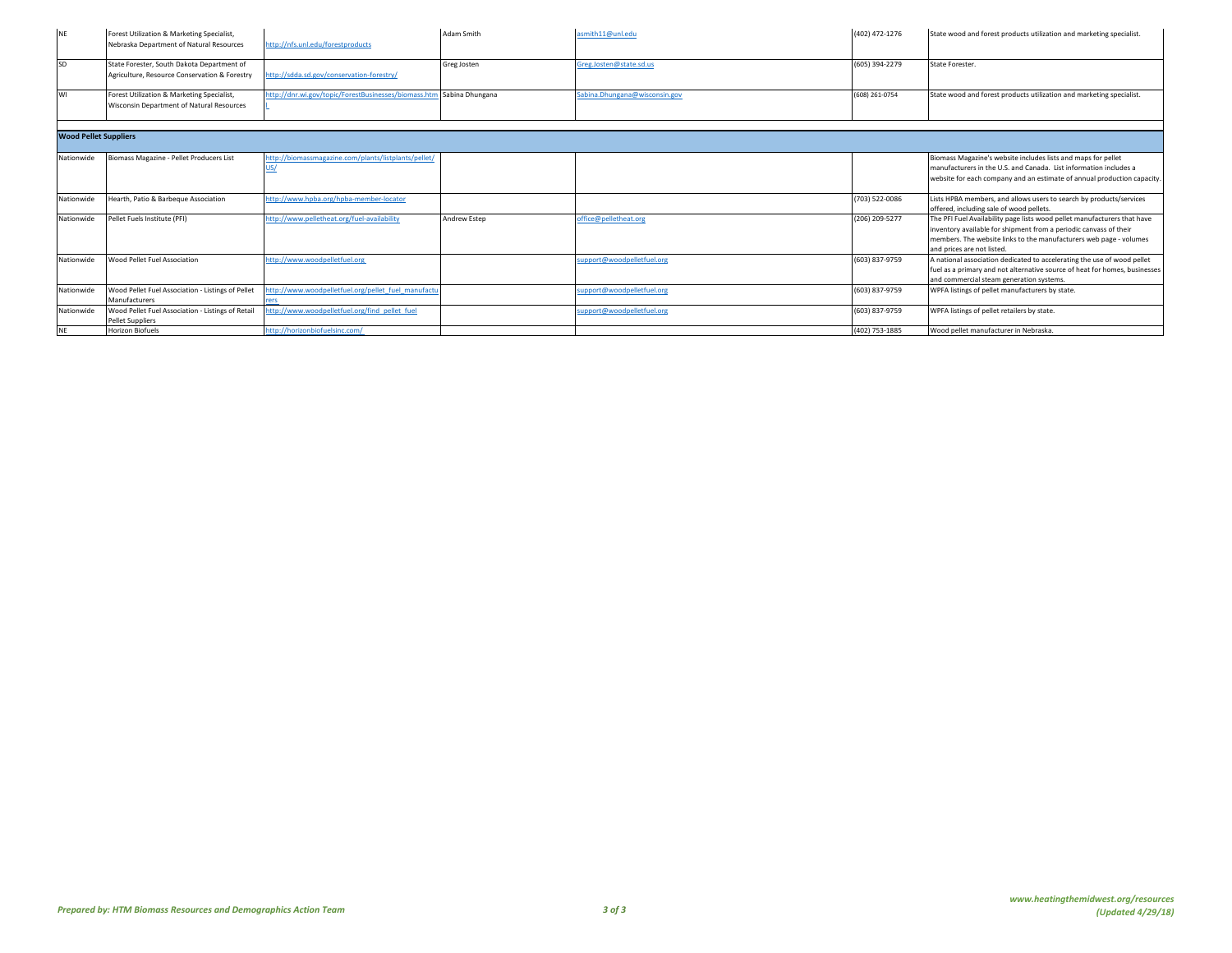| | | | | | | |
|---|---|---|---|---|---|---|
| NE | Forest Utilization & Marketing Specialist, Nebraska Department of Natural Resources | http://nfs.unl.edu/forestproducts | Adam Smith | asmith11@unl.edu | (402) 472-1276 | State wood and forest products utilization and marketing specialist. |
| SD | State Forester, South Dakota Department of Agriculture, Resource Conservation & Forestry | http://sdda.sd.gov/conservation-forestry/ | Greg Josten | Greg.Josten@state.sd.us | (605) 394-2279 | State Forester. |
| WI | Forest Utilization & Marketing Specialist, Wisconsin Department of Natural Resources | http://dnr.wi.gov/topic/ForestBusinesses/biomass.html | Sabina Dhungana | Sabina.Dhungana@wisconsin.gov | (608) 261-0754 | State wood and forest products utilization and marketing specialist. |
| **Wood Pellet Suppliers** | | | | | | |
| Nationwide | Biomass Magazine - Pellet Producers List | http://biomassmagazine.com/plants/listplants/pellet/US/ | | | | Biomass Magazine's website includes lists and maps for pellet manufacturers in the U.S. and Canada. List information includes a website for each company and an estimate of annual production capacity. |
| Nationwide | Hearth, Patio & Barbeque Association | http://www.hpba.org/hpba-member-locator | | | (703) 522-0086 | Lists HPBA members, and allows users to search by products/services offered, including sale of wood pellets. |
| Nationwide | Pellet Fuels Institute (PFI) | http://www.pelletheat.org/fuel-availability | Andrew Estep | office@pelletheat.org | (206) 209-5277 | The PFI Fuel Availability page lists wood pellet manufacturers that have inventory available for shipment from a periodic canvass of their members. The website links to the manufacturers web page - volumes and prices are not listed. |
| Nationwide | Wood Pellet Fuel Association | http://www.woodpelletfuel.org | | support@woodpelletfuel.org | (603) 837-9759 | A national association dedicated to accelerating the use of wood pellet fuel as a primary and not alternative source of heat for homes, businesses and commercial steam generation systems. |
| Nationwide | Wood Pellet Fuel Association - Listings of Pellet Manufacturers | http://www.woodpelletfuel.org/pellet_fuel_manufacturers | | support@woodpelletfuel.org | (603) 837-9759 | WPFA listings of pellet manufacturers by state. |
| Nationwide | Wood Pellet Fuel Association - Listings of Retail Pellet Suppliers | http://www.woodpelletfuel.org/find_pellet_fuel | | support@woodpelletfuel.org | (603) 837-9759 | WPFA listings of pellet retailers by state. |
| NE | Horizon Biofuels | http://horizonbiofuelsinc.com/ | | | (402) 753-1885 | Wood pellet manufacturer in Nebraska. |

*Prepared by: HTM Biomass Resources and Demographics Action Team*

*www.heatingthemidwest.org/resources*
*(Updated 4/29/18)*